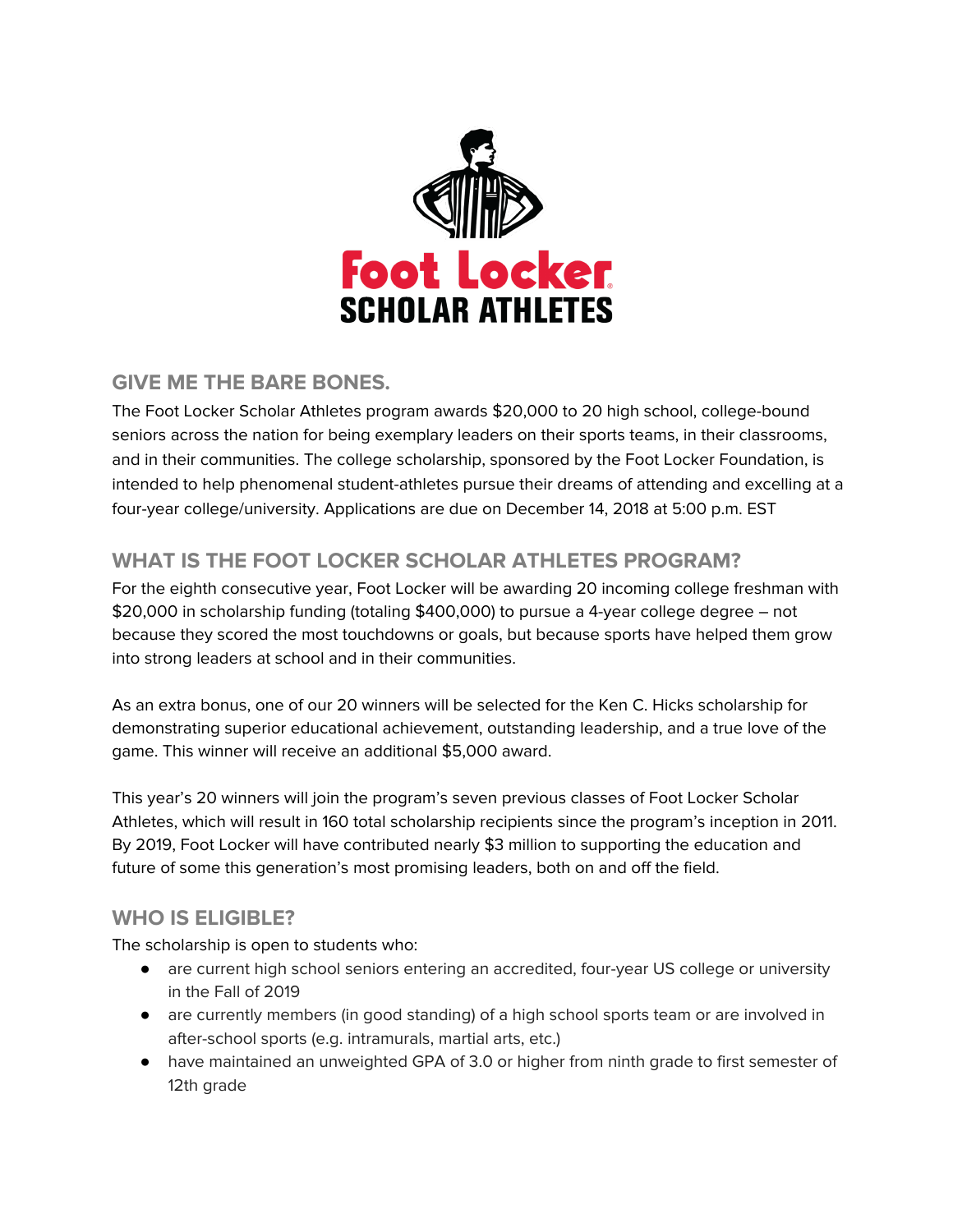Foot Locker

SCHOLAR ATHLETES

## GIVE ME THE BARE BONES.

The Foot Locker Scholar Athletes program awards $20,000 to 20 high school, college-bound seniors across the nation for being exemplary leaders on their sports teams, in their classrooms, and in their communities. The college scholarship, sponsored by the Foot Locker Foundation, is intended to help phenomenal student-athletes pursue their dreams of attending and excelling at a four-year college/university. Applications are due on December 14, 2018 at 5:00 p.m. EST

## WHAT IS THE FOOT LOCKER SCHOLAR ATHLETES PROGRAM?

For the eighth consecutive year, Foot Locker will be awarding 20 incoming college freshman with $20,000 in scholarship funding (totaling $400,000) to pursue a 4-year college degree – not because they scored the most touchdowns or goals, but because sports have helped them grow into strong leaders at school and in their communities.

As an extra bonus, one of our 20 winners will be selected for the Ken C. Hicks scholarship for demonstrating superior educational achievement, outstanding leadership, and a true love of the game. This winner will receive an additional $5,000 award.

This year's 20 winners will join the program's seven previous classes of Foot Locker Scholar Athletes, which will result in 160 total scholarship recipients since the program's inception in 2011. By 2019, Foot Locker will have contributed nearly $3 million to supporting the education and future of some this generation's most promising leaders, both on and off the field.

## WHO IS ELIGIBLE?

The scholarship is open to students who:

- are current high school seniors entering an accredited, four-year US college or university in the Fall of 2019
- are currently members (in good standing) of a high school sports team or are involved in after-school sports (e.g. intramurals, martial arts, etc.)
- have maintained an unweighted GPA of 3.0 or higher from ninth grade to first semester of 12th grade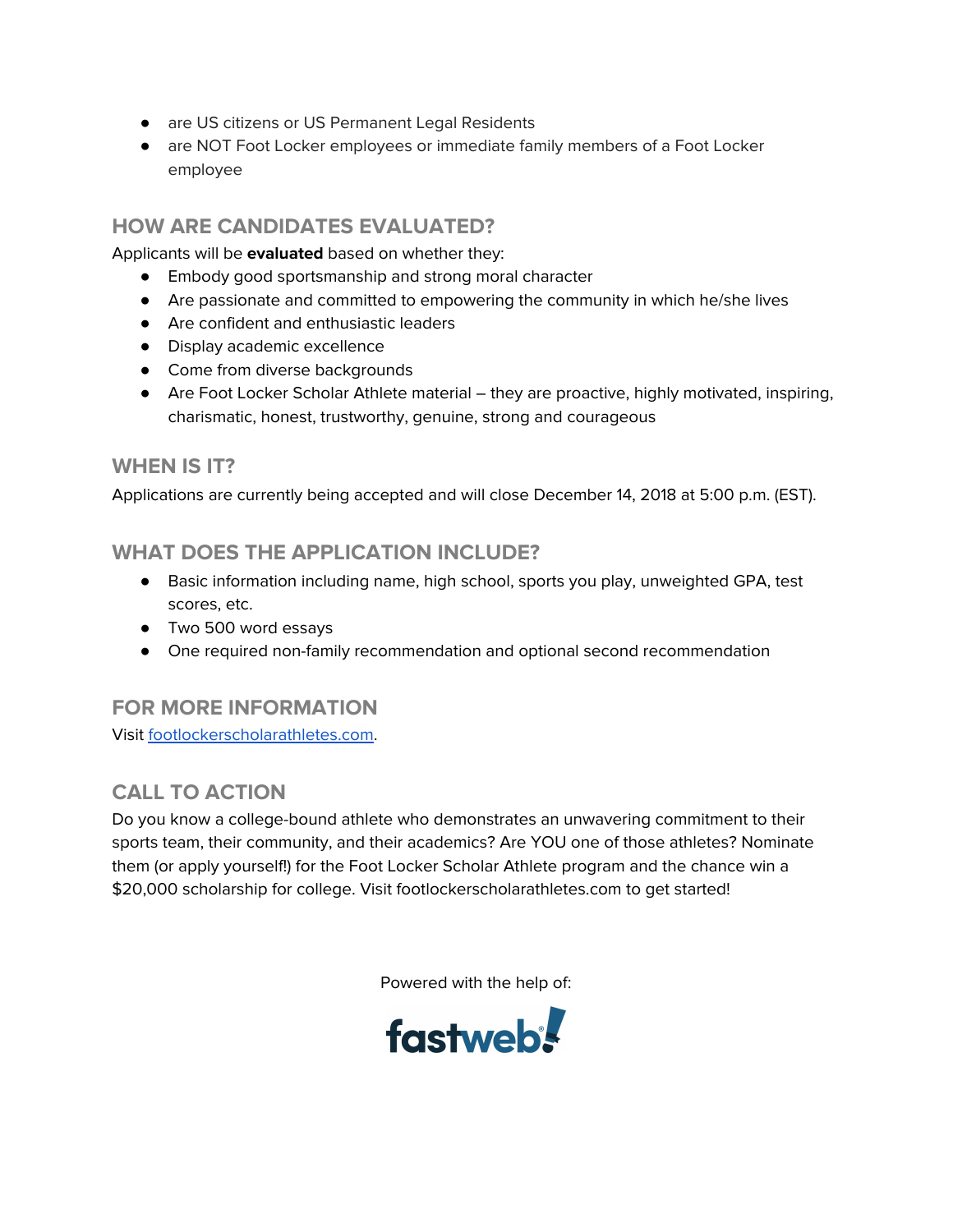- are US citizens or US Permanent Legal Residents
- are NOT Foot Locker employees or immediate family members of a Foot Locker employee

## HOW ARE CANDIDATES EVALUATED?

Applicants will be **evaluated** based on whether they:

- Embody good sportsmanship and strong moral character
- Are passionate and committed to empowering the community in which he/she lives
- Are confident and enthusiastic leaders
- Display academic excellence
- Come from diverse backgrounds
- Are Foot Locker Scholar Athlete material – they are proactive, highly motivated, inspiring, charismatic, honest, trustworthy, genuine, strong and courageous

## WHEN IS IT?

Applications are currently being accepted and will close December 14, 2018 at 5:00 p.m. (EST).

## WHAT DOES THE APPLICATION INCLUDE?

- Basic information including name, high school, sports you play, unweighted GPA, test scores, etc.
- Two 500 word essays
- One required non-family recommendation and optional second recommendation

## FOR MORE INFORMATION

Visit [footlockerscholarathletes.com](footlockerscholarathletes.com).

## CALL TO ACTION

Do you know a college-bound athlete who demonstrates an unwavering commitment to their sports team, their community, and their academics? Are YOU one of those athletes? Nominate them (or apply yourself!) for the Foot Locker Scholar Athlete program and the chance win a $20,000 scholarship for college. Visit footlockerscholarathletes.com to get started!

Powered with the help of:

fastweb!